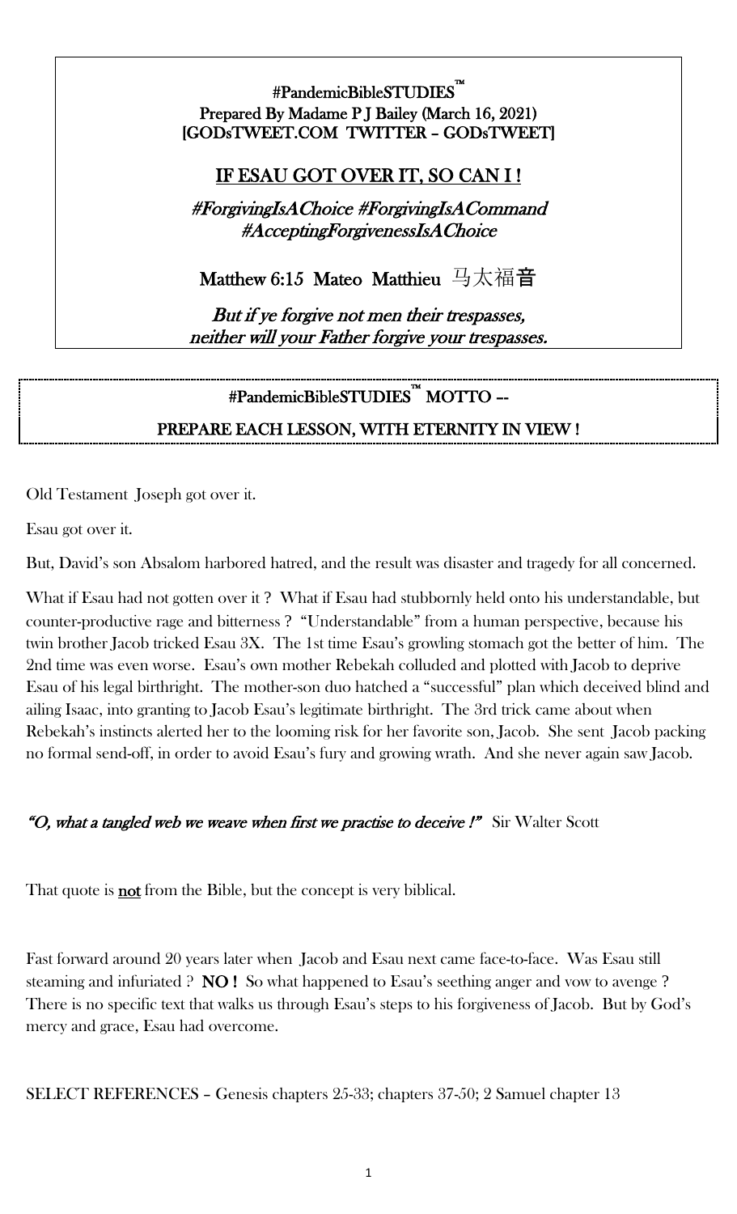**#PandemicBibleSTUDIES™**
**Prepared By Madame P J Bailey (March 16, 2021)**
**[GODsTWEET.COM TWITTER – GODsTWEET]**

# IF ESAU GOT OVER IT, SO CAN I !

***#ForgivingIsAChoice #ForgivingIsACommand #AcceptingForgivenessIsAChoice***

**Matthew 6:15 Mateo Matthieu 马太福音**

***But if ye forgive not men their trespasses, neither will your Father forgive your trespasses.***

**#PandemicBibleSTUDIES™ MOTTO --**

**PREPARE EACH LESSON, WITH ETERNITY IN VIEW !**

Old Testament Joseph got over it.

Esau got over it.

But, David's son Absalom harbored hatred, and the result was disaster and tragedy for all concerned.

What if Esau had not gotten over it ? What if Esau had stubbornly held onto his understandable, but counter-productive rage and bitterness ? "Understandable" from a human perspective, because his twin brother Jacob tricked Esau 3X. The 1st time Esau's growling stomach got the better of him. The 2nd time was even worse. Esau's own mother Rebekah colluded and plotted with Jacob to deprive Esau of his legal birthright. The mother-son duo hatched a "successful" plan which deceived blind and ailing Isaac, into granting to Jacob Esau's legitimate birthright. The 3rd trick came about when Rebekah's instincts alerted her to the looming risk for her favorite son, Jacob. She sent Jacob packing no formal send-off, in order to avoid Esau's fury and growing wrath. And she never again saw Jacob.

***"O, what a tangled web we weave when first we practise to deceive !"*** Sir Walter Scott

That quote is **not** from the Bible, but the concept is very biblical.

Fast forward around 20 years later when Jacob and Esau next came face-to-face. Was Esau still steaming and infuriated ? **NO !** So what happened to Esau's seething anger and vow to avenge ? There is no specific text that walks us through Esau's steps to his forgiveness of Jacob. But by God's mercy and grace, Esau had overcome.

SELECT REFERENCES – Genesis chapters 25-33; chapters 37-50; 2 Samuel chapter 13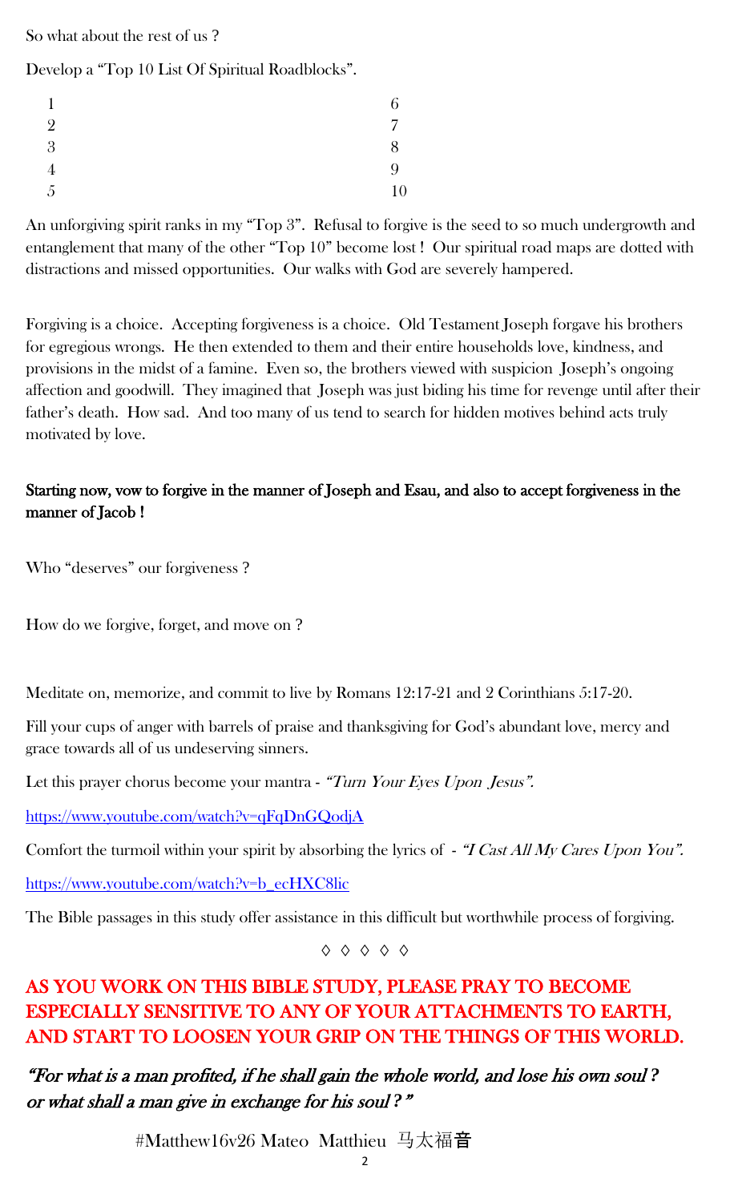So what about the rest of us ?

Develop a "Top 10 List Of Spiritual Roadblocks".

| | |
|---|---|
| 1 | 6 |
| 2 | 7 |
| 3 | 8 |
| 4 | 9 |
| 5 | 10 |

An unforgiving spirit ranks in my "Top 3". Refusal to forgive is the seed to so much undergrowth and entanglement that many of the other "Top 10" become lost ! Our spiritual road maps are dotted with distractions and missed opportunities. Our walks with God are severely hampered.

Forgiving is a choice. Accepting forgiveness is a choice. Old Testament Joseph forgave his brothers for egregious wrongs. He then extended to them and their entire households love, kindness, and provisions in the midst of a famine. Even so, the brothers viewed with suspicion Joseph's ongoing affection and goodwill. They imagined that Joseph was just biding his time for revenge until after their father's death. How sad. And too many of us tend to search for hidden motives behind acts truly motivated by love.

**Starting now, vow to forgive in the manner of Joseph and Esau, and also to accept forgiveness in the manner of Jacob !**

Who "deserves" our forgiveness ?

How do we forgive, forget, and move on ?

Meditate on, memorize, and commit to live by Romans 12:17-21 and 2 Corinthians 5:17-20.

Fill your cups of anger with barrels of praise and thanksgiving for God's abundant love, mercy and grace towards all of us undeserving sinners.

Let this prayer chorus become your mantra - *"Turn Your Eyes Upon Jesus".*

https://www.youtube.com/watch?v=qFqDnGQodjA

Comfort the turmoil within your spirit by absorbing the lyrics of - *"I Cast All My Cares Upon You".*

https://www.youtube.com/watch?v=b_ecHXC8lic

The Bible passages in this study offer assistance in this difficult but worthwhile process of forgiving.

◊ ◊ ◊ ◊ ◊

**AS YOU WORK ON THIS BIBLE STUDY, PLEASE PRAY TO BECOME ESPECIALLY SENSITIVE TO ANY OF YOUR ATTACHMENTS TO EARTH, AND START TO LOOSEN YOUR GRIP ON THE THINGS OF THIS WORLD.**

*"For what is a man profited, if he shall gain the whole world, and lose his own soul ? or what shall a man give in exchange for his soul ? "*

#Matthew16v26 Mateo Matthieu 马太福音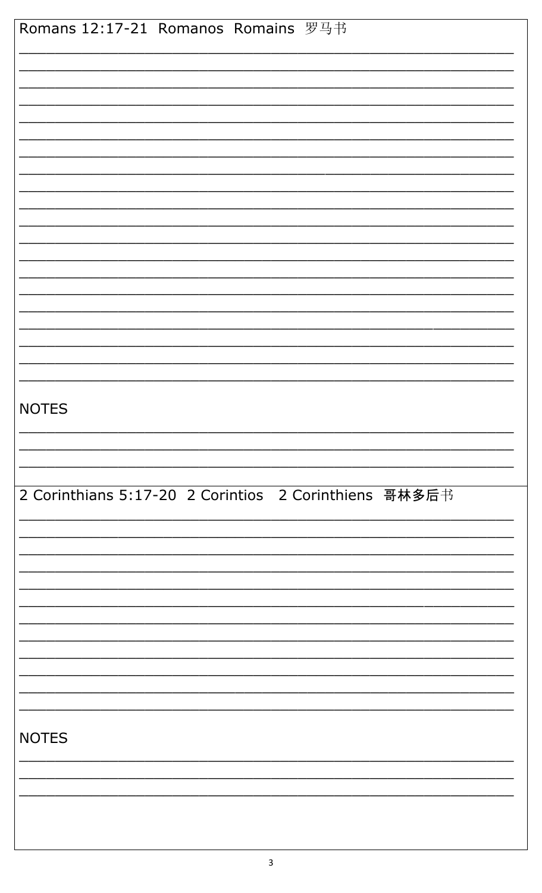Romans 12:17-21 Romanos Romains 罗马书

_______________________________________________________________
_______________________________________________________________
_______________________________________________________________
_______________________________________________________________
_______________________________________________________________
_______________________________________________________________
_______________________________________________________________
_______________________________________________________________
_______________________________________________________________
_______________________________________________________________
_______________________________________________________________
_______________________________________________________________
_______________________________________________________________
_______________________________________________________________
_______________________________________________________________
_______________________________________________________________
_______________________________________________________________
_______________________________________________________________
_______________________________________________________________
_______________________________________________________________

NOTES

_______________________________________________________________
_______________________________________________________________
_______________________________________________________________

2 Corinthians 5:17-20 2 Corintios 2 Corinthiens 哥林多后书

_______________________________________________________________
_______________________________________________________________
_______________________________________________________________
_______________________________________________________________
_______________________________________________________________
_______________________________________________________________
_______________________________________________________________
_______________________________________________________________
_______________________________________________________________
_______________________________________________________________
_______________________________________________________________
_______________________________________________________________

NOTES

_______________________________________________________________
_______________________________________________________________
_______________________________________________________________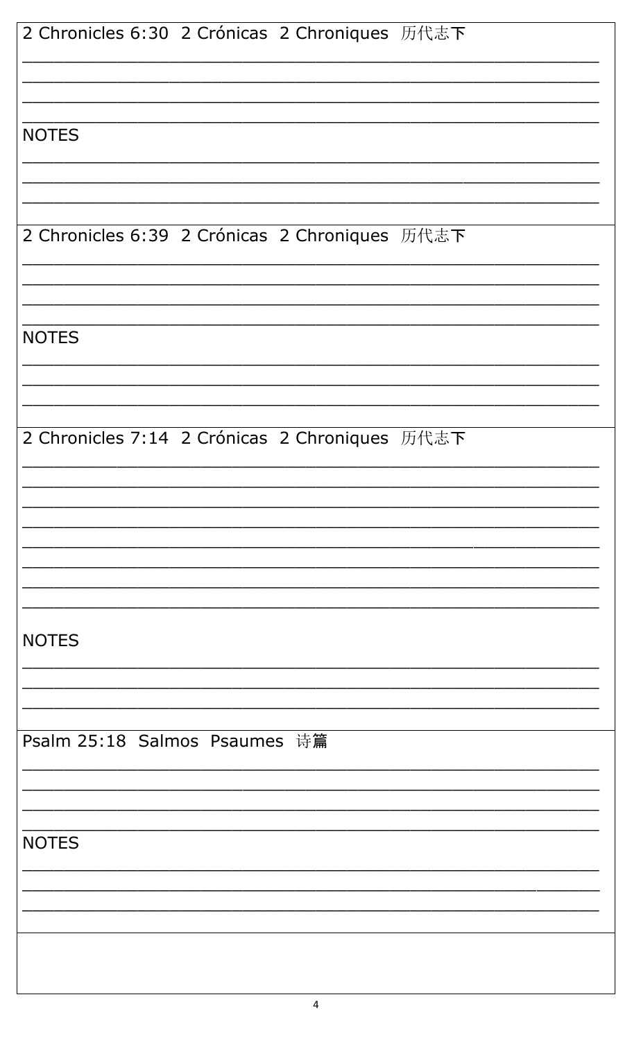2 Chronicles 6:30  2 Crónicas  2 Chroniques  历代志下

______________________________________________________________

______________________________________________________________

______________________________________________________________

______________________________________________________________

NOTES

______________________________________________________________

______________________________________________________________

______________________________________________________________

2 Chronicles 6:39  2 Crónicas  2 Chroniques  历代志下

______________________________________________________________

______________________________________________________________

______________________________________________________________

______________________________________________________________

NOTES

______________________________________________________________

______________________________________________________________

______________________________________________________________

2 Chronicles 7:14  2 Crónicas  2 Chroniques  历代志下

______________________________________________________________

______________________________________________________________

______________________________________________________________

______________________________________________________________

______________________________________________________________

______________________________________________________________

______________________________________________________________

______________________________________________________________

NOTES

______________________________________________________________

______________________________________________________________

______________________________________________________________

Psalm 25:18  Salmos  Psaumes  诗篇

______________________________________________________________

______________________________________________________________

______________________________________________________________

______________________________________________________________

NOTES

______________________________________________________________

______________________________________________________________

______________________________________________________________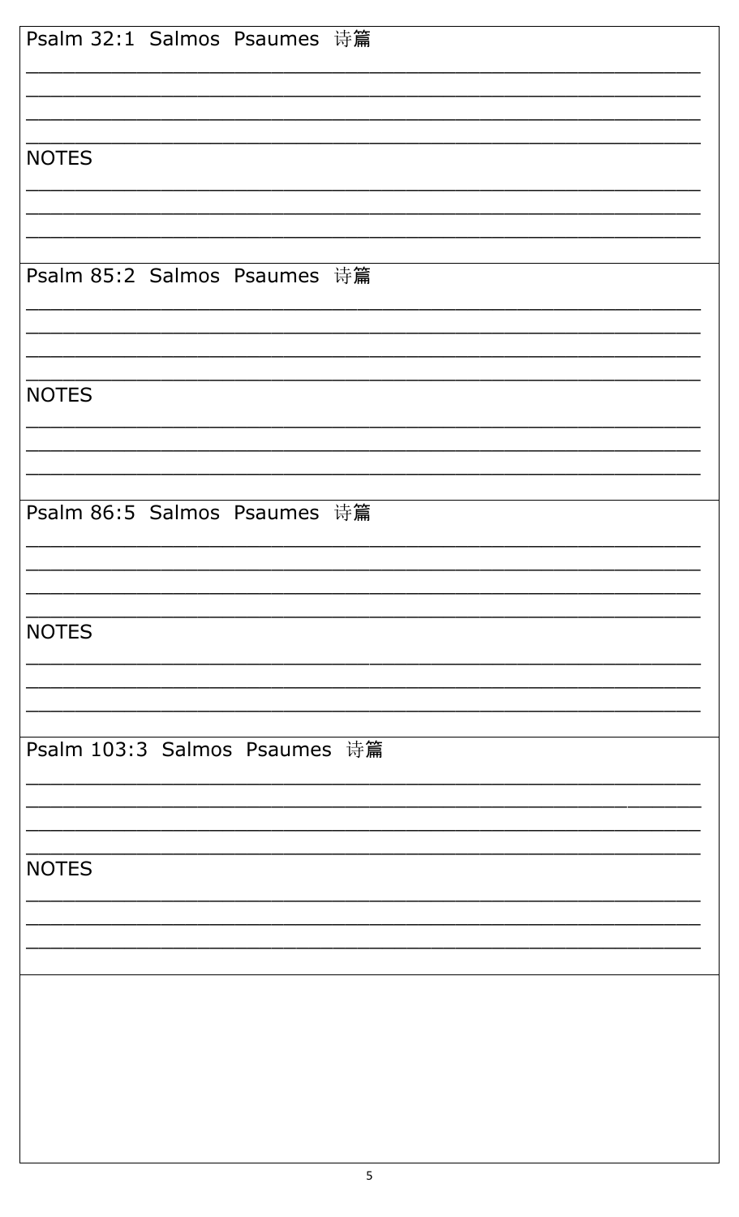Psalm 32:1  Salmos  Psaumes  诗篇

\_\_\_\_\_\_\_\_\_\_\_\_\_\_\_\_\_\_\_\_\_\_\_\_\_\_\_\_\_\_\_\_\_\_\_\_\_\_\_\_\_\_\_\_\_\_\_\_\_\_\_\_\_\_\_\_\_\_

\_\_\_\_\_\_\_\_\_\_\_\_\_\_\_\_\_\_\_\_\_\_\_\_\_\_\_\_\_\_\_\_\_\_\_\_\_\_\_\_\_\_\_\_\_\_\_\_\_\_\_\_\_\_\_\_\_\_

\_\_\_\_\_\_\_\_\_\_\_\_\_\_\_\_\_\_\_\_\_\_\_\_\_\_\_\_\_\_\_\_\_\_\_\_\_\_\_\_\_\_\_\_\_\_\_\_\_\_\_\_\_\_\_\_\_\_

\_\_\_\_\_\_\_\_\_\_\_\_\_\_\_\_\_\_\_\_\_\_\_\_\_\_\_\_\_\_\_\_\_\_\_\_\_\_\_\_\_\_\_\_\_\_\_\_\_\_\_\_\_\_\_\_\_\_

NOTES

\_\_\_\_\_\_\_\_\_\_\_\_\_\_\_\_\_\_\_\_\_\_\_\_\_\_\_\_\_\_\_\_\_\_\_\_\_\_\_\_\_\_\_\_\_\_\_\_\_\_\_\_\_\_\_\_\_\_

\_\_\_\_\_\_\_\_\_\_\_\_\_\_\_\_\_\_\_\_\_\_\_\_\_\_\_\_\_\_\_\_\_\_\_\_\_\_\_\_\_\_\_\_\_\_\_\_\_\_\_\_\_\_\_\_\_\_

\_\_\_\_\_\_\_\_\_\_\_\_\_\_\_\_\_\_\_\_\_\_\_\_\_\_\_\_\_\_\_\_\_\_\_\_\_\_\_\_\_\_\_\_\_\_\_\_\_\_\_\_\_\_\_\_\_\_

Psalm 85:2  Salmos  Psaumes  诗篇

\_\_\_\_\_\_\_\_\_\_\_\_\_\_\_\_\_\_\_\_\_\_\_\_\_\_\_\_\_\_\_\_\_\_\_\_\_\_\_\_\_\_\_\_\_\_\_\_\_\_\_\_\_\_\_\_\_\_

\_\_\_\_\_\_\_\_\_\_\_\_\_\_\_\_\_\_\_\_\_\_\_\_\_\_\_\_\_\_\_\_\_\_\_\_\_\_\_\_\_\_\_\_\_\_\_\_\_\_\_\_\_\_\_\_\_\_

\_\_\_\_\_\_\_\_\_\_\_\_\_\_\_\_\_\_\_\_\_\_\_\_\_\_\_\_\_\_\_\_\_\_\_\_\_\_\_\_\_\_\_\_\_\_\_\_\_\_\_\_\_\_\_\_\_\_

\_\_\_\_\_\_\_\_\_\_\_\_\_\_\_\_\_\_\_\_\_\_\_\_\_\_\_\_\_\_\_\_\_\_\_\_\_\_\_\_\_\_\_\_\_\_\_\_\_\_\_\_\_\_\_\_\_\_

NOTES

\_\_\_\_\_\_\_\_\_\_\_\_\_\_\_\_\_\_\_\_\_\_\_\_\_\_\_\_\_\_\_\_\_\_\_\_\_\_\_\_\_\_\_\_\_\_\_\_\_\_\_\_\_\_\_\_\_\_

\_\_\_\_\_\_\_\_\_\_\_\_\_\_\_\_\_\_\_\_\_\_\_\_\_\_\_\_\_\_\_\_\_\_\_\_\_\_\_\_\_\_\_\_\_\_\_\_\_\_\_\_\_\_\_\_\_\_

\_\_\_\_\_\_\_\_\_\_\_\_\_\_\_\_\_\_\_\_\_\_\_\_\_\_\_\_\_\_\_\_\_\_\_\_\_\_\_\_\_\_\_\_\_\_\_\_\_\_\_\_\_\_\_\_\_\_

Psalm 86:5  Salmos  Psaumes  诗篇

\_\_\_\_\_\_\_\_\_\_\_\_\_\_\_\_\_\_\_\_\_\_\_\_\_\_\_\_\_\_\_\_\_\_\_\_\_\_\_\_\_\_\_\_\_\_\_\_\_\_\_\_\_\_\_\_\_\_

\_\_\_\_\_\_\_\_\_\_\_\_\_\_\_\_\_\_\_\_\_\_\_\_\_\_\_\_\_\_\_\_\_\_\_\_\_\_\_\_\_\_\_\_\_\_\_\_\_\_\_\_\_\_\_\_\_\_

\_\_\_\_\_\_\_\_\_\_\_\_\_\_\_\_\_\_\_\_\_\_\_\_\_\_\_\_\_\_\_\_\_\_\_\_\_\_\_\_\_\_\_\_\_\_\_\_\_\_\_\_\_\_\_\_\_\_

\_\_\_\_\_\_\_\_\_\_\_\_\_\_\_\_\_\_\_\_\_\_\_\_\_\_\_\_\_\_\_\_\_\_\_\_\_\_\_\_\_\_\_\_\_\_\_\_\_\_\_\_\_\_\_\_\_\_

NOTES

\_\_\_\_\_\_\_\_\_\_\_\_\_\_\_\_\_\_\_\_\_\_\_\_\_\_\_\_\_\_\_\_\_\_\_\_\_\_\_\_\_\_\_\_\_\_\_\_\_\_\_\_\_\_\_\_\_\_

\_\_\_\_\_\_\_\_\_\_\_\_\_\_\_\_\_\_\_\_\_\_\_\_\_\_\_\_\_\_\_\_\_\_\_\_\_\_\_\_\_\_\_\_\_\_\_\_\_\_\_\_\_\_\_\_\_\_

\_\_\_\_\_\_\_\_\_\_\_\_\_\_\_\_\_\_\_\_\_\_\_\_\_\_\_\_\_\_\_\_\_\_\_\_\_\_\_\_\_\_\_\_\_\_\_\_\_\_\_\_\_\_\_\_\_\_

Psalm 103:3  Salmos  Psaumes  诗篇

\_\_\_\_\_\_\_\_\_\_\_\_\_\_\_\_\_\_\_\_\_\_\_\_\_\_\_\_\_\_\_\_\_\_\_\_\_\_\_\_\_\_\_\_\_\_\_\_\_\_\_\_\_\_\_\_\_\_

\_\_\_\_\_\_\_\_\_\_\_\_\_\_\_\_\_\_\_\_\_\_\_\_\_\_\_\_\_\_\_\_\_\_\_\_\_\_\_\_\_\_\_\_\_\_\_\_\_\_\_\_\_\_\_\_\_\_

\_\_\_\_\_\_\_\_\_\_\_\_\_\_\_\_\_\_\_\_\_\_\_\_\_\_\_\_\_\_\_\_\_\_\_\_\_\_\_\_\_\_\_\_\_\_\_\_\_\_\_\_\_\_\_\_\_\_

\_\_\_\_\_\_\_\_\_\_\_\_\_\_\_\_\_\_\_\_\_\_\_\_\_\_\_\_\_\_\_\_\_\_\_\_\_\_\_\_\_\_\_\_\_\_\_\_\_\_\_\_\_\_\_\_\_\_

NOTES

\_\_\_\_\_\_\_\_\_\_\_\_\_\_\_\_\_\_\_\_\_\_\_\_\_\_\_\_\_\_\_\_\_\_\_\_\_\_\_\_\_\_\_\_\_\_\_\_\_\_\_\_\_\_\_\_\_\_

\_\_\_\_\_\_\_\_\_\_\_\_\_\_\_\_\_\_\_\_\_\_\_\_\_\_\_\_\_\_\_\_\_\_\_\_\_\_\_\_\_\_\_\_\_\_\_\_\_\_\_\_\_\_\_\_\_\_

\_\_\_\_\_\_\_\_\_\_\_\_\_\_\_\_\_\_\_\_\_\_\_\_\_\_\_\_\_\_\_\_\_\_\_\_\_\_\_\_\_\_\_\_\_\_\_\_\_\_\_\_\_\_\_\_\_\_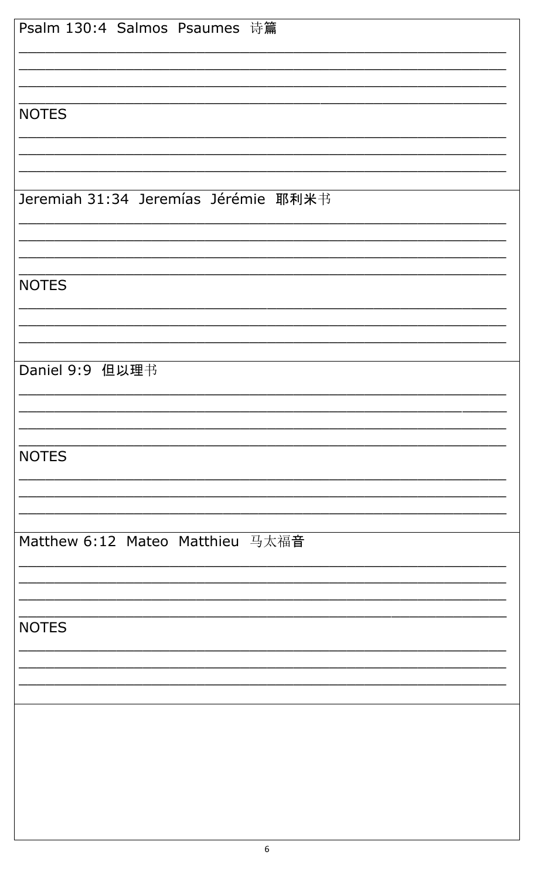Psalm 130:4 Salmos Psaumes 诗篇

\_\_\_\_\_\_\_\_\_\_\_\_\_\_\_\_\_\_\_\_\_\_\_\_\_\_\_\_\_\_\_\_\_\_\_\_\_\_\_\_\_\_\_\_\_\_\_\_\_\_\_\_\_\_

\_\_\_\_\_\_\_\_\_\_\_\_\_\_\_\_\_\_\_\_\_\_\_\_\_\_\_\_\_\_\_\_\_\_\_\_\_\_\_\_\_\_\_\_\_\_\_\_\_\_\_\_\_\_

\_\_\_\_\_\_\_\_\_\_\_\_\_\_\_\_\_\_\_\_\_\_\_\_\_\_\_\_\_\_\_\_\_\_\_\_\_\_\_\_\_\_\_\_\_\_\_\_\_\_\_\_\_\_

\_\_\_\_\_\_\_\_\_\_\_\_\_\_\_\_\_\_\_\_\_\_\_\_\_\_\_\_\_\_\_\_\_\_\_\_\_\_\_\_\_\_\_\_\_\_\_\_\_\_\_\_\_\_

NOTES

\_\_\_\_\_\_\_\_\_\_\_\_\_\_\_\_\_\_\_\_\_\_\_\_\_\_\_\_\_\_\_\_\_\_\_\_\_\_\_\_\_\_\_\_\_\_\_\_\_\_\_\_\_\_

\_\_\_\_\_\_\_\_\_\_\_\_\_\_\_\_\_\_\_\_\_\_\_\_\_\_\_\_\_\_\_\_\_\_\_\_\_\_\_\_\_\_\_\_\_\_\_\_\_\_\_\_\_\_

\_\_\_\_\_\_\_\_\_\_\_\_\_\_\_\_\_\_\_\_\_\_\_\_\_\_\_\_\_\_\_\_\_\_\_\_\_\_\_\_\_\_\_\_\_\_\_\_\_\_\_\_\_\_

Jeremiah 31:34 Jeremías Jérémie 耶利米书

\_\_\_\_\_\_\_\_\_\_\_\_\_\_\_\_\_\_\_\_\_\_\_\_\_\_\_\_\_\_\_\_\_\_\_\_\_\_\_\_\_\_\_\_\_\_\_\_\_\_\_\_\_\_

\_\_\_\_\_\_\_\_\_\_\_\_\_\_\_\_\_\_\_\_\_\_\_\_\_\_\_\_\_\_\_\_\_\_\_\_\_\_\_\_\_\_\_\_\_\_\_\_\_\_\_\_\_\_

\_\_\_\_\_\_\_\_\_\_\_\_\_\_\_\_\_\_\_\_\_\_\_\_\_\_\_\_\_\_\_\_\_\_\_\_\_\_\_\_\_\_\_\_\_\_\_\_\_\_\_\_\_\_

\_\_\_\_\_\_\_\_\_\_\_\_\_\_\_\_\_\_\_\_\_\_\_\_\_\_\_\_\_\_\_\_\_\_\_\_\_\_\_\_\_\_\_\_\_\_\_\_\_\_\_\_\_\_

NOTES

\_\_\_\_\_\_\_\_\_\_\_\_\_\_\_\_\_\_\_\_\_\_\_\_\_\_\_\_\_\_\_\_\_\_\_\_\_\_\_\_\_\_\_\_\_\_\_\_\_\_\_\_\_\_

\_\_\_\_\_\_\_\_\_\_\_\_\_\_\_\_\_\_\_\_\_\_\_\_\_\_\_\_\_\_\_\_\_\_\_\_\_\_\_\_\_\_\_\_\_\_\_\_\_\_\_\_\_\_

\_\_\_\_\_\_\_\_\_\_\_\_\_\_\_\_\_\_\_\_\_\_\_\_\_\_\_\_\_\_\_\_\_\_\_\_\_\_\_\_\_\_\_\_\_\_\_\_\_\_\_\_\_\_

Daniel 9:9 但以理书

\_\_\_\_\_\_\_\_\_\_\_\_\_\_\_\_\_\_\_\_\_\_\_\_\_\_\_\_\_\_\_\_\_\_\_\_\_\_\_\_\_\_\_\_\_\_\_\_\_\_\_\_\_\_

\_\_\_\_\_\_\_\_\_\_\_\_\_\_\_\_\_\_\_\_\_\_\_\_\_\_\_\_\_\_\_\_\_\_\_\_\_\_\_\_\_\_\_\_\_\_\_\_\_\_\_\_\_\_

\_\_\_\_\_\_\_\_\_\_\_\_\_\_\_\_\_\_\_\_\_\_\_\_\_\_\_\_\_\_\_\_\_\_\_\_\_\_\_\_\_\_\_\_\_\_\_\_\_\_\_\_\_\_

\_\_\_\_\_\_\_\_\_\_\_\_\_\_\_\_\_\_\_\_\_\_\_\_\_\_\_\_\_\_\_\_\_\_\_\_\_\_\_\_\_\_\_\_\_\_\_\_\_\_\_\_\_\_

NOTES

\_\_\_\_\_\_\_\_\_\_\_\_\_\_\_\_\_\_\_\_\_\_\_\_\_\_\_\_\_\_\_\_\_\_\_\_\_\_\_\_\_\_\_\_\_\_\_\_\_\_\_\_\_\_

\_\_\_\_\_\_\_\_\_\_\_\_\_\_\_\_\_\_\_\_\_\_\_\_\_\_\_\_\_\_\_\_\_\_\_\_\_\_\_\_\_\_\_\_\_\_\_\_\_\_\_\_\_\_

\_\_\_\_\_\_\_\_\_\_\_\_\_\_\_\_\_\_\_\_\_\_\_\_\_\_\_\_\_\_\_\_\_\_\_\_\_\_\_\_\_\_\_\_\_\_\_\_\_\_\_\_\_\_

Matthew 6:12 Mateo Matthieu 马太福音

\_\_\_\_\_\_\_\_\_\_\_\_\_\_\_\_\_\_\_\_\_\_\_\_\_\_\_\_\_\_\_\_\_\_\_\_\_\_\_\_\_\_\_\_\_\_\_\_\_\_\_\_\_\_

\_\_\_\_\_\_\_\_\_\_\_\_\_\_\_\_\_\_\_\_\_\_\_\_\_\_\_\_\_\_\_\_\_\_\_\_\_\_\_\_\_\_\_\_\_\_\_\_\_\_\_\_\_\_

\_\_\_\_\_\_\_\_\_\_\_\_\_\_\_\_\_\_\_\_\_\_\_\_\_\_\_\_\_\_\_\_\_\_\_\_\_\_\_\_\_\_\_\_\_\_\_\_\_\_\_\_\_\_

\_\_\_\_\_\_\_\_\_\_\_\_\_\_\_\_\_\_\_\_\_\_\_\_\_\_\_\_\_\_\_\_\_\_\_\_\_\_\_\_\_\_\_\_\_\_\_\_\_\_\_\_\_\_

NOTES

\_\_\_\_\_\_\_\_\_\_\_\_\_\_\_\_\_\_\_\_\_\_\_\_\_\_\_\_\_\_\_\_\_\_\_\_\_\_\_\_\_\_\_\_\_\_\_\_\_\_\_\_\_\_

\_\_\_\_\_\_\_\_\_\_\_\_\_\_\_\_\_\_\_\_\_\_\_\_\_\_\_\_\_\_\_\_\_\_\_\_\_\_\_\_\_\_\_\_\_\_\_\_\_\_\_\_\_\_

\_\_\_\_\_\_\_\_\_\_\_\_\_\_\_\_\_\_\_\_\_\_\_\_\_\_\_\_\_\_\_\_\_\_\_\_\_\_\_\_\_\_\_\_\_\_\_\_\_\_\_\_\_\_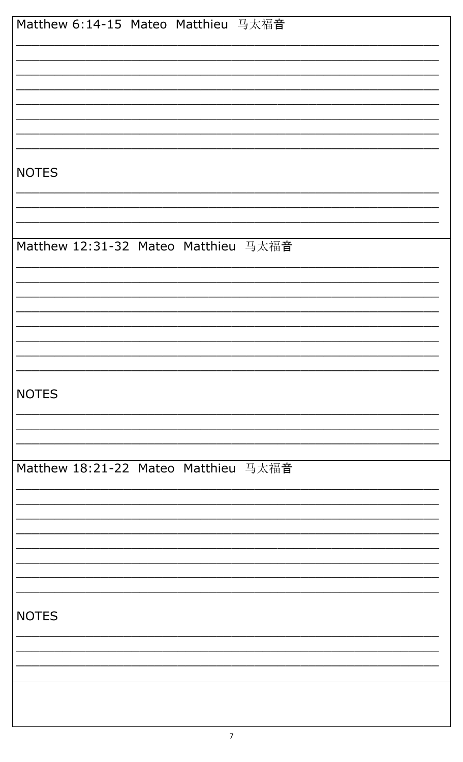Matthew 6:14-15  Mateo  Matthieu  马太福音

\_\_\_\_\_\_\_\_\_\_\_\_\_\_\_\_\_\_\_\_\_\_\_\_\_\_\_\_\_\_\_\_\_\_\_\_\_\_\_\_\_\_\_\_\_\_\_\_\_\_\_\_\_\_\_\_\_\_\_\_

\_\_\_\_\_\_\_\_\_\_\_\_\_\_\_\_\_\_\_\_\_\_\_\_\_\_\_\_\_\_\_\_\_\_\_\_\_\_\_\_\_\_\_\_\_\_\_\_\_\_\_\_\_\_\_\_\_\_\_\_

\_\_\_\_\_\_\_\_\_\_\_\_\_\_\_\_\_\_\_\_\_\_\_\_\_\_\_\_\_\_\_\_\_\_\_\_\_\_\_\_\_\_\_\_\_\_\_\_\_\_\_\_\_\_\_\_\_\_\_\_

\_\_\_\_\_\_\_\_\_\_\_\_\_\_\_\_\_\_\_\_\_\_\_\_\_\_\_\_\_\_\_\_\_\_\_\_\_\_\_\_\_\_\_\_\_\_\_\_\_\_\_\_\_\_\_\_\_\_\_\_

\_\_\_\_\_\_\_\_\_\_\_\_\_\_\_\_\_\_\_\_\_\_\_\_\_\_\_\_\_\_\_\_\_\_\_\_\_\_\_\_\_\_\_\_\_\_\_\_\_\_\_\_\_\_\_\_\_\_\_\_

\_\_\_\_\_\_\_\_\_\_\_\_\_\_\_\_\_\_\_\_\_\_\_\_\_\_\_\_\_\_\_\_\_\_\_\_\_\_\_\_\_\_\_\_\_\_\_\_\_\_\_\_\_\_\_\_\_\_\_\_

\_\_\_\_\_\_\_\_\_\_\_\_\_\_\_\_\_\_\_\_\_\_\_\_\_\_\_\_\_\_\_\_\_\_\_\_\_\_\_\_\_\_\_\_\_\_\_\_\_\_\_\_\_\_\_\_\_\_\_\_

\_\_\_\_\_\_\_\_\_\_\_\_\_\_\_\_\_\_\_\_\_\_\_\_\_\_\_\_\_\_\_\_\_\_\_\_\_\_\_\_\_\_\_\_\_\_\_\_\_\_\_\_\_\_\_\_\_\_\_\_

NOTES

\_\_\_\_\_\_\_\_\_\_\_\_\_\_\_\_\_\_\_\_\_\_\_\_\_\_\_\_\_\_\_\_\_\_\_\_\_\_\_\_\_\_\_\_\_\_\_\_\_\_\_\_\_\_\_\_\_\_\_\_

\_\_\_\_\_\_\_\_\_\_\_\_\_\_\_\_\_\_\_\_\_\_\_\_\_\_\_\_\_\_\_\_\_\_\_\_\_\_\_\_\_\_\_\_\_\_\_\_\_\_\_\_\_\_\_\_\_\_\_\_

\_\_\_\_\_\_\_\_\_\_\_\_\_\_\_\_\_\_\_\_\_\_\_\_\_\_\_\_\_\_\_\_\_\_\_\_\_\_\_\_\_\_\_\_\_\_\_\_\_\_\_\_\_\_\_\_\_\_\_\_

Matthew 12:31-32  Mateo  Matthieu  马太福音

\_\_\_\_\_\_\_\_\_\_\_\_\_\_\_\_\_\_\_\_\_\_\_\_\_\_\_\_\_\_\_\_\_\_\_\_\_\_\_\_\_\_\_\_\_\_\_\_\_\_\_\_\_\_\_\_\_\_\_\_

\_\_\_\_\_\_\_\_\_\_\_\_\_\_\_\_\_\_\_\_\_\_\_\_\_\_\_\_\_\_\_\_\_\_\_\_\_\_\_\_\_\_\_\_\_\_\_\_\_\_\_\_\_\_\_\_\_\_\_\_

\_\_\_\_\_\_\_\_\_\_\_\_\_\_\_\_\_\_\_\_\_\_\_\_\_\_\_\_\_\_\_\_\_\_\_\_\_\_\_\_\_\_\_\_\_\_\_\_\_\_\_\_\_\_\_\_\_\_\_\_

\_\_\_\_\_\_\_\_\_\_\_\_\_\_\_\_\_\_\_\_\_\_\_\_\_\_\_\_\_\_\_\_\_\_\_\_\_\_\_\_\_\_\_\_\_\_\_\_\_\_\_\_\_\_\_\_\_\_\_\_

\_\_\_\_\_\_\_\_\_\_\_\_\_\_\_\_\_\_\_\_\_\_\_\_\_\_\_\_\_\_\_\_\_\_\_\_\_\_\_\_\_\_\_\_\_\_\_\_\_\_\_\_\_\_\_\_\_\_\_\_

\_\_\_\_\_\_\_\_\_\_\_\_\_\_\_\_\_\_\_\_\_\_\_\_\_\_\_\_\_\_\_\_\_\_\_\_\_\_\_\_\_\_\_\_\_\_\_\_\_\_\_\_\_\_\_\_\_\_\_\_

\_\_\_\_\_\_\_\_\_\_\_\_\_\_\_\_\_\_\_\_\_\_\_\_\_\_\_\_\_\_\_\_\_\_\_\_\_\_\_\_\_\_\_\_\_\_\_\_\_\_\_\_\_\_\_\_\_\_\_\_

\_\_\_\_\_\_\_\_\_\_\_\_\_\_\_\_\_\_\_\_\_\_\_\_\_\_\_\_\_\_\_\_\_\_\_\_\_\_\_\_\_\_\_\_\_\_\_\_\_\_\_\_\_\_\_\_\_\_\_\_

NOTES

\_\_\_\_\_\_\_\_\_\_\_\_\_\_\_\_\_\_\_\_\_\_\_\_\_\_\_\_\_\_\_\_\_\_\_\_\_\_\_\_\_\_\_\_\_\_\_\_\_\_\_\_\_\_\_\_\_\_\_\_

\_\_\_\_\_\_\_\_\_\_\_\_\_\_\_\_\_\_\_\_\_\_\_\_\_\_\_\_\_\_\_\_\_\_\_\_\_\_\_\_\_\_\_\_\_\_\_\_\_\_\_\_\_\_\_\_\_\_\_\_

\_\_\_\_\_\_\_\_\_\_\_\_\_\_\_\_\_\_\_\_\_\_\_\_\_\_\_\_\_\_\_\_\_\_\_\_\_\_\_\_\_\_\_\_\_\_\_\_\_\_\_\_\_\_\_\_\_\_\_\_

Matthew 18:21-22  Mateo  Matthieu  马太福音

\_\_\_\_\_\_\_\_\_\_\_\_\_\_\_\_\_\_\_\_\_\_\_\_\_\_\_\_\_\_\_\_\_\_\_\_\_\_\_\_\_\_\_\_\_\_\_\_\_\_\_\_\_\_\_\_\_\_\_\_

\_\_\_\_\_\_\_\_\_\_\_\_\_\_\_\_\_\_\_\_\_\_\_\_\_\_\_\_\_\_\_\_\_\_\_\_\_\_\_\_\_\_\_\_\_\_\_\_\_\_\_\_\_\_\_\_\_\_\_\_

\_\_\_\_\_\_\_\_\_\_\_\_\_\_\_\_\_\_\_\_\_\_\_\_\_\_\_\_\_\_\_\_\_\_\_\_\_\_\_\_\_\_\_\_\_\_\_\_\_\_\_\_\_\_\_\_\_\_\_\_

\_\_\_\_\_\_\_\_\_\_\_\_\_\_\_\_\_\_\_\_\_\_\_\_\_\_\_\_\_\_\_\_\_\_\_\_\_\_\_\_\_\_\_\_\_\_\_\_\_\_\_\_\_\_\_\_\_\_\_\_

\_\_\_\_\_\_\_\_\_\_\_\_\_\_\_\_\_\_\_\_\_\_\_\_\_\_\_\_\_\_\_\_\_\_\_\_\_\_\_\_\_\_\_\_\_\_\_\_\_\_\_\_\_\_\_\_\_\_\_\_

\_\_\_\_\_\_\_\_\_\_\_\_\_\_\_\_\_\_\_\_\_\_\_\_\_\_\_\_\_\_\_\_\_\_\_\_\_\_\_\_\_\_\_\_\_\_\_\_\_\_\_\_\_\_\_\_\_\_\_\_

\_\_\_\_\_\_\_\_\_\_\_\_\_\_\_\_\_\_\_\_\_\_\_\_\_\_\_\_\_\_\_\_\_\_\_\_\_\_\_\_\_\_\_\_\_\_\_\_\_\_\_\_\_\_\_\_\_\_\_\_

\_\_\_\_\_\_\_\_\_\_\_\_\_\_\_\_\_\_\_\_\_\_\_\_\_\_\_\_\_\_\_\_\_\_\_\_\_\_\_\_\_\_\_\_\_\_\_\_\_\_\_\_\_\_\_\_\_\_\_\_

NOTES

\_\_\_\_\_\_\_\_\_\_\_\_\_\_\_\_\_\_\_\_\_\_\_\_\_\_\_\_\_\_\_\_\_\_\_\_\_\_\_\_\_\_\_\_\_\_\_\_\_\_\_\_\_\_\_\_\_\_\_\_

\_\_\_\_\_\_\_\_\_\_\_\_\_\_\_\_\_\_\_\_\_\_\_\_\_\_\_\_\_\_\_\_\_\_\_\_\_\_\_\_\_\_\_\_\_\_\_\_\_\_\_\_\_\_\_\_\_\_\_\_

\_\_\_\_\_\_\_\_\_\_\_\_\_\_\_\_\_\_\_\_\_\_\_\_\_\_\_\_\_\_\_\_\_\_\_\_\_\_\_\_\_\_\_\_\_\_\_\_\_\_\_\_\_\_\_\_\_\_\_\_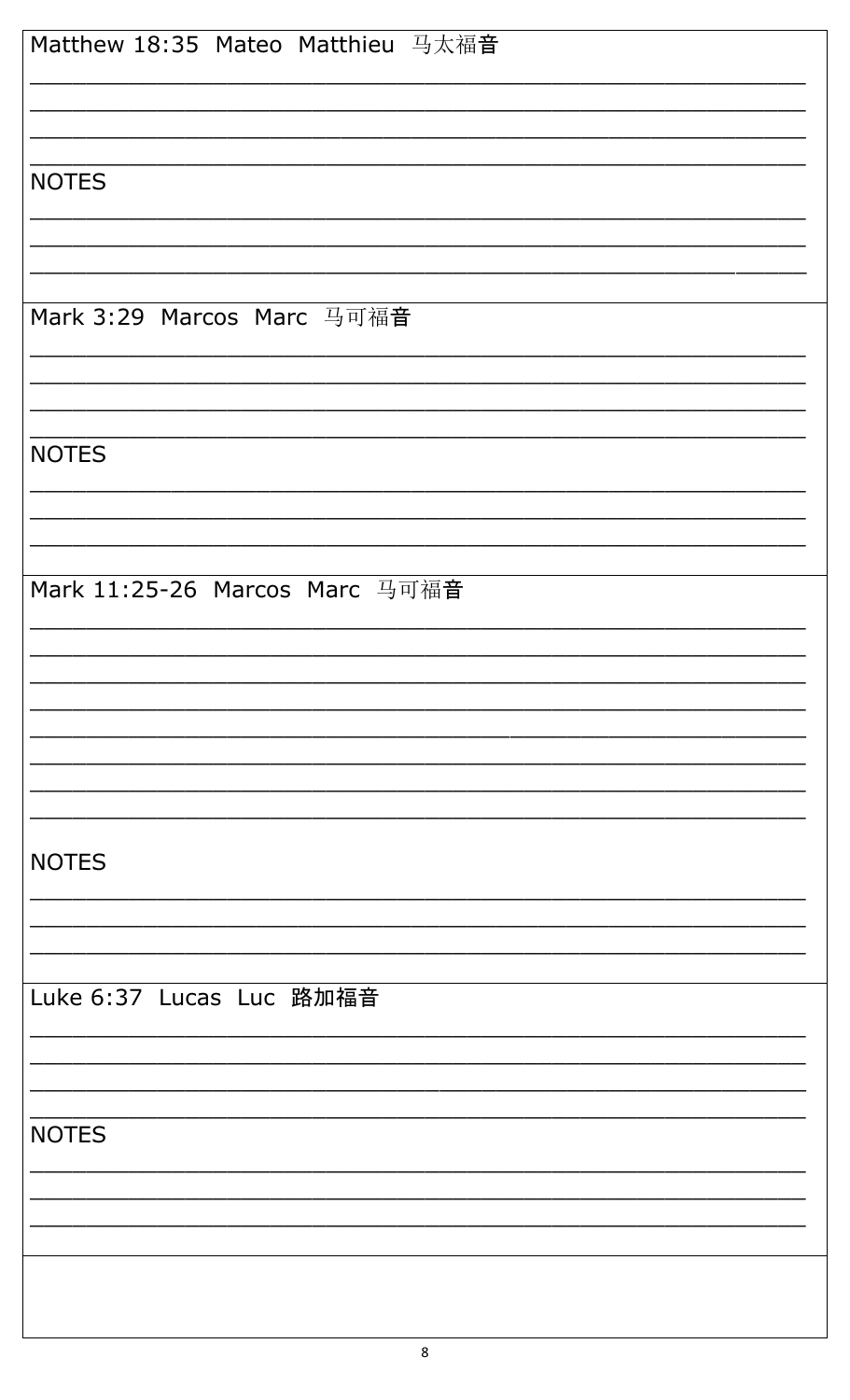Matthew 18:35  Mateo  Matthieu  马太福音

________________________________________________________________

________________________________________________________________

________________________________________________________________

________________________________________________________________

NOTES

________________________________________________________________

________________________________________________________________

________________________________________________________________

Mark 3:29  Marcos  Marc  马可福音

________________________________________________________________

________________________________________________________________

________________________________________________________________

________________________________________________________________

NOTES

________________________________________________________________

________________________________________________________________

________________________________________________________________

Mark 11:25-26  Marcos  Marc  马可福音

________________________________________________________________

________________________________________________________________

________________________________________________________________

________________________________________________________________

________________________________________________________________

________________________________________________________________

________________________________________________________________

________________________________________________________________

NOTES

________________________________________________________________

________________________________________________________________

________________________________________________________________

Luke 6:37  Lucas  Luc  路加福音

________________________________________________________________

________________________________________________________________

________________________________________________________________

________________________________________________________________

NOTES

________________________________________________________________

________________________________________________________________

________________________________________________________________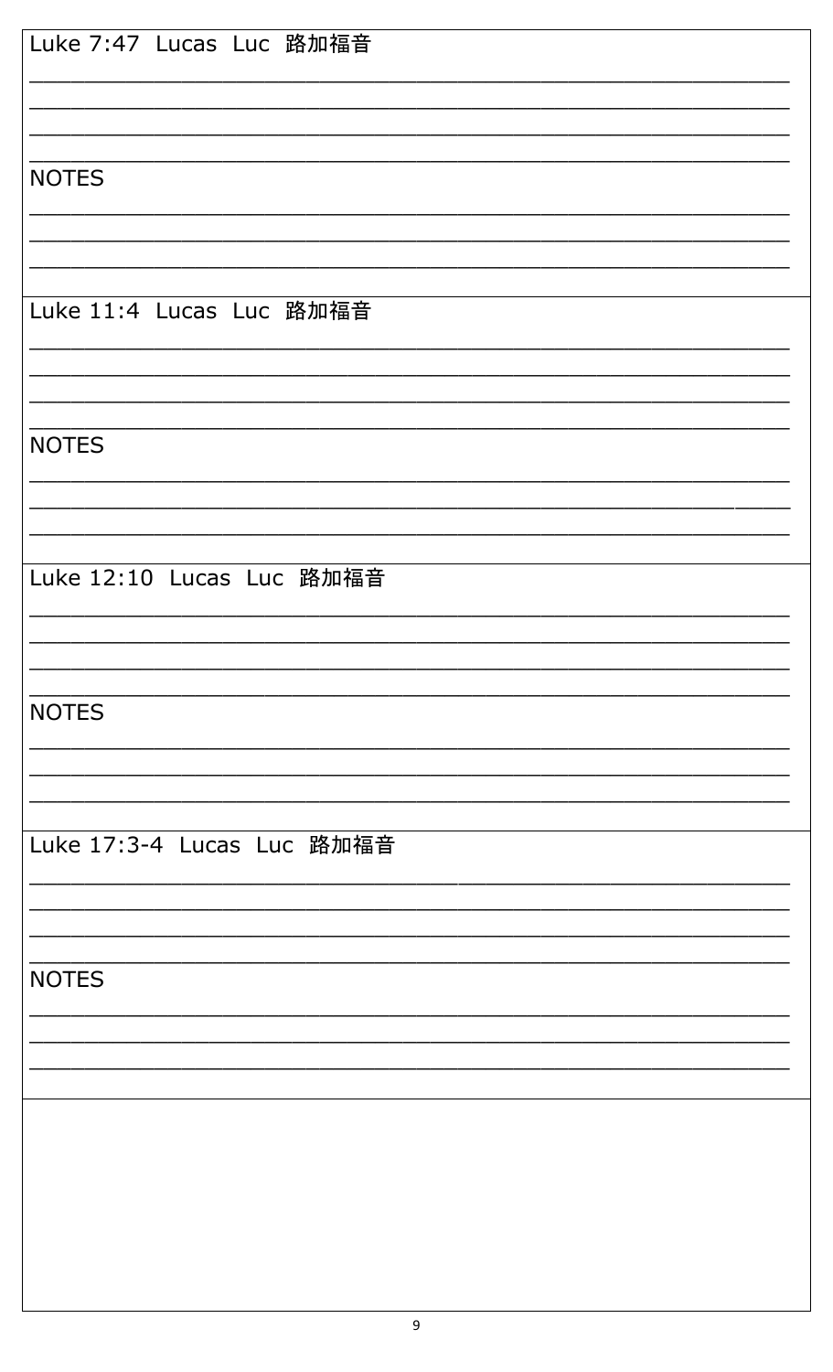Luke 7:47  Lucas  Luc  路加福音

______________________________________________________________

______________________________________________________________

______________________________________________________________

______________________________________________________________

NOTES

______________________________________________________________

______________________________________________________________

______________________________________________________________

Luke 11:4  Lucas  Luc  路加福音

______________________________________________________________

______________________________________________________________

______________________________________________________________

______________________________________________________________

NOTES

______________________________________________________________

______________________________________________________________

______________________________________________________________

Luke 12:10  Lucas  Luc  路加福音

______________________________________________________________

______________________________________________________________

______________________________________________________________

______________________________________________________________

NOTES

______________________________________________________________

______________________________________________________________

______________________________________________________________

Luke 17:3-4  Lucas  Luc  路加福音

______________________________________________________________

______________________________________________________________

______________________________________________________________

______________________________________________________________

NOTES

______________________________________________________________

______________________________________________________________

______________________________________________________________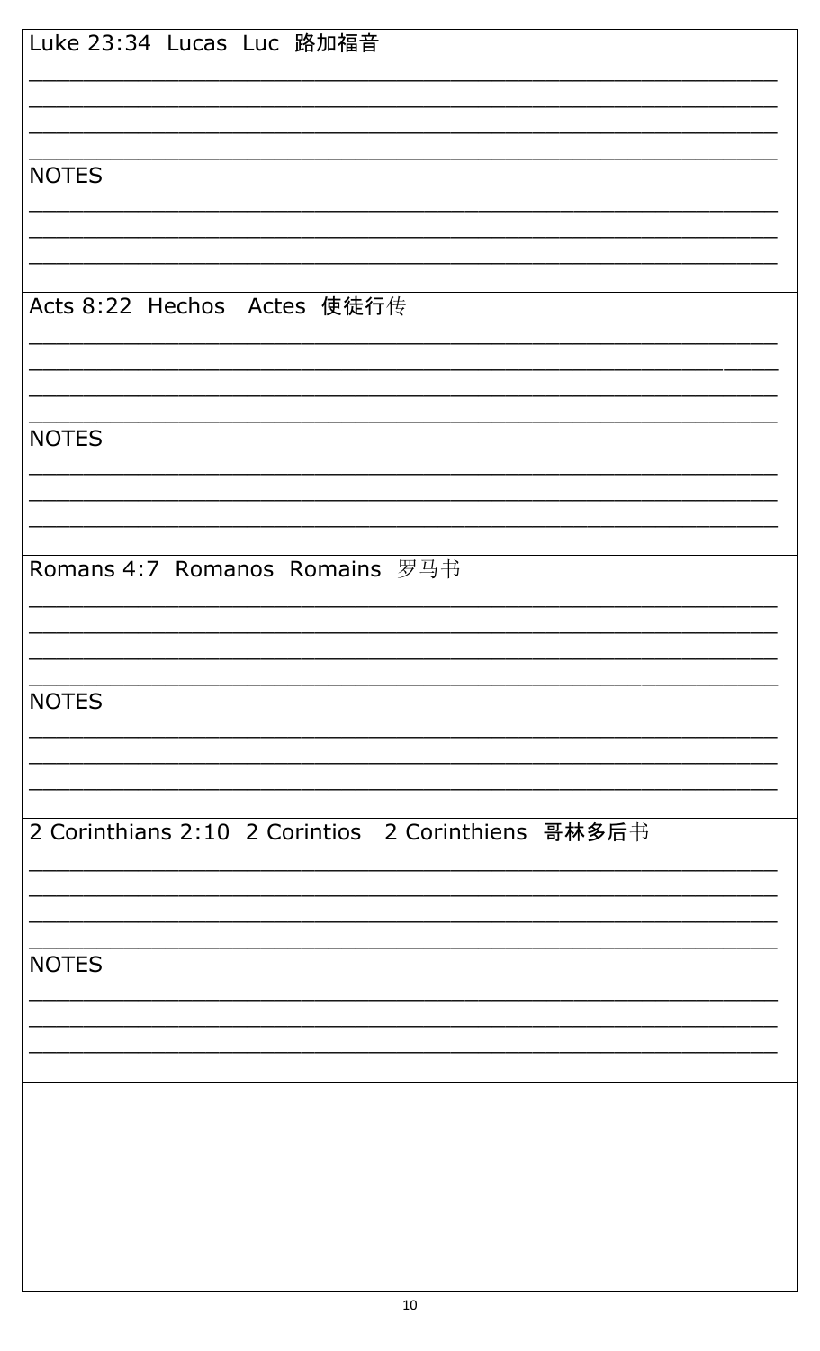Luke 23:34  Lucas  Luc  路加福音

________________________________________________________________

________________________________________________________________

________________________________________________________________

________________________________________________________________

NOTES

________________________________________________________________

________________________________________________________________

________________________________________________________________

Acts 8:22  Hechos  Actes  使徒行传

________________________________________________________________

________________________________________________________________

________________________________________________________________

________________________________________________________________

NOTES

________________________________________________________________

________________________________________________________________

________________________________________________________________

Romans 4:7  Romanos  Romains  罗马书

________________________________________________________________

________________________________________________________________

________________________________________________________________

________________________________________________________________

NOTES

________________________________________________________________

________________________________________________________________

________________________________________________________________

2 Corinthians 2:10  2 Corintios  2 Corinthiens  哥林多后书

________________________________________________________________

________________________________________________________________

________________________________________________________________

________________________________________________________________

NOTES

________________________________________________________________

________________________________________________________________

________________________________________________________________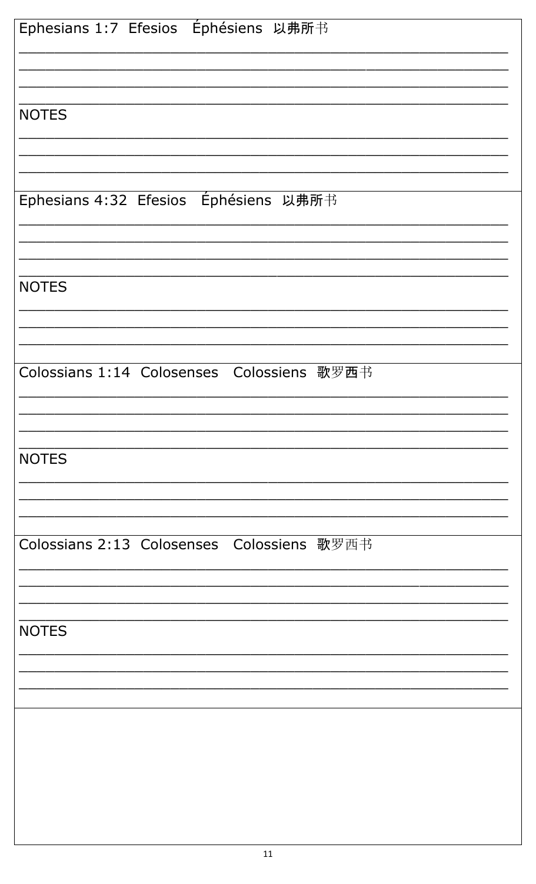Ephesians 1:7 Efesios Éphésiens 以弗所书

___________________________________________________________

___________________________________________________________

___________________________________________________________

___________________________________________________________

NOTES

___________________________________________________________

___________________________________________________________

___________________________________________________________

Ephesians 4:32 Efesios Éphésiens 以弗所书

___________________________________________________________

___________________________________________________________

___________________________________________________________

___________________________________________________________

NOTES

___________________________________________________________

___________________________________________________________

___________________________________________________________

Colossians 1:14 Colosenses Colossiens 歌罗西书

___________________________________________________________

___________________________________________________________

___________________________________________________________

___________________________________________________________

NOTES

___________________________________________________________

___________________________________________________________

___________________________________________________________

Colossians 2:13 Colosenses Colossiens 歌罗西书

___________________________________________________________

___________________________________________________________

___________________________________________________________

___________________________________________________________

NOTES

___________________________________________________________

___________________________________________________________

___________________________________________________________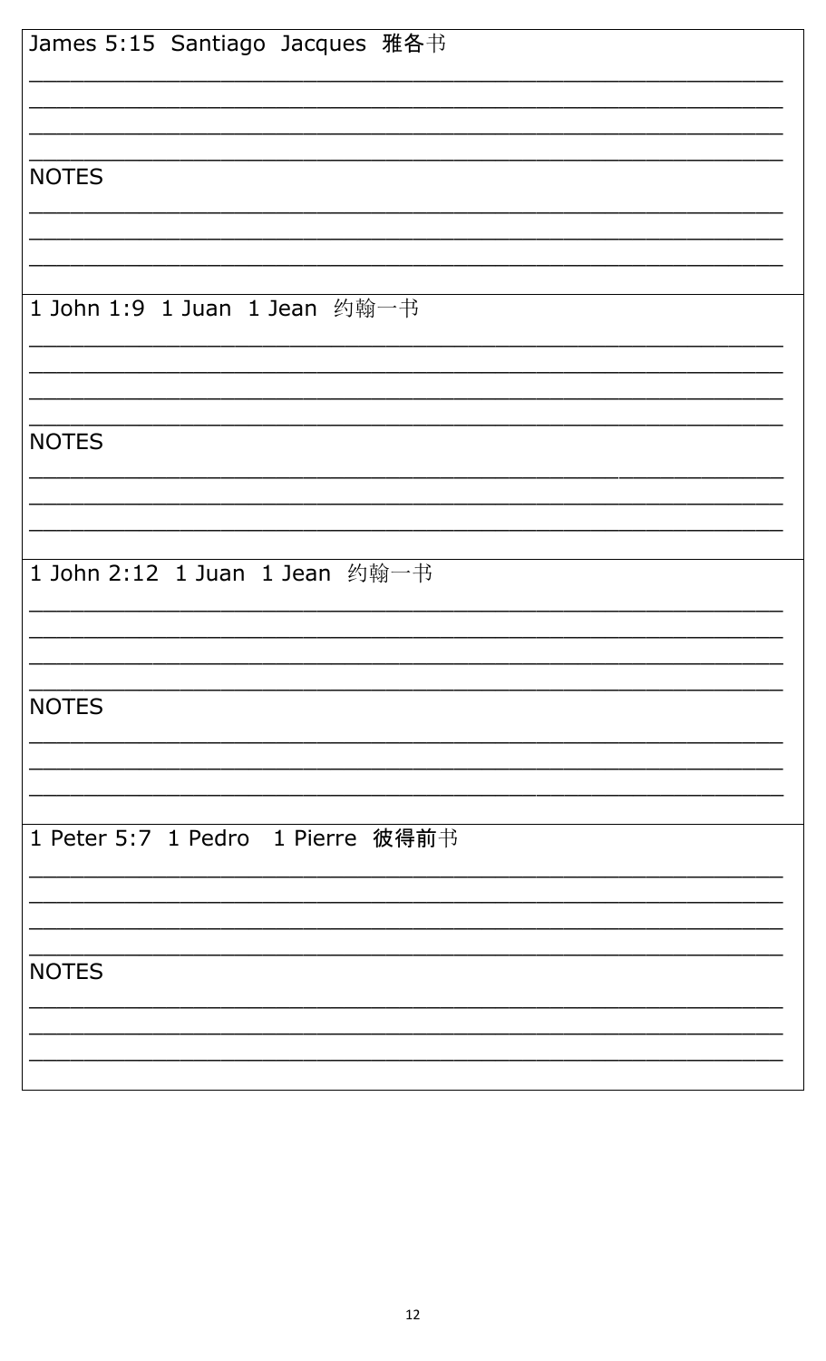James 5:15  Santiago  Jacques  雅各书

______________________________________________________________

______________________________________________________________

______________________________________________________________

______________________________________________________________

NOTES

______________________________________________________________

______________________________________________________________

______________________________________________________________

1 John 1:9  1 Juan  1 Jean  约翰一书

______________________________________________________________

______________________________________________________________

______________________________________________________________

______________________________________________________________

NOTES

______________________________________________________________

______________________________________________________________

______________________________________________________________

1 John 2:12  1 Juan  1 Jean  约翰一书

______________________________________________________________

______________________________________________________________

______________________________________________________________

______________________________________________________________

NOTES

______________________________________________________________

______________________________________________________________

______________________________________________________________

1 Peter 5:7  1 Pedro   1 Pierre  彼得前书

______________________________________________________________

______________________________________________________________

______________________________________________________________

______________________________________________________________

NOTES

______________________________________________________________

______________________________________________________________

______________________________________________________________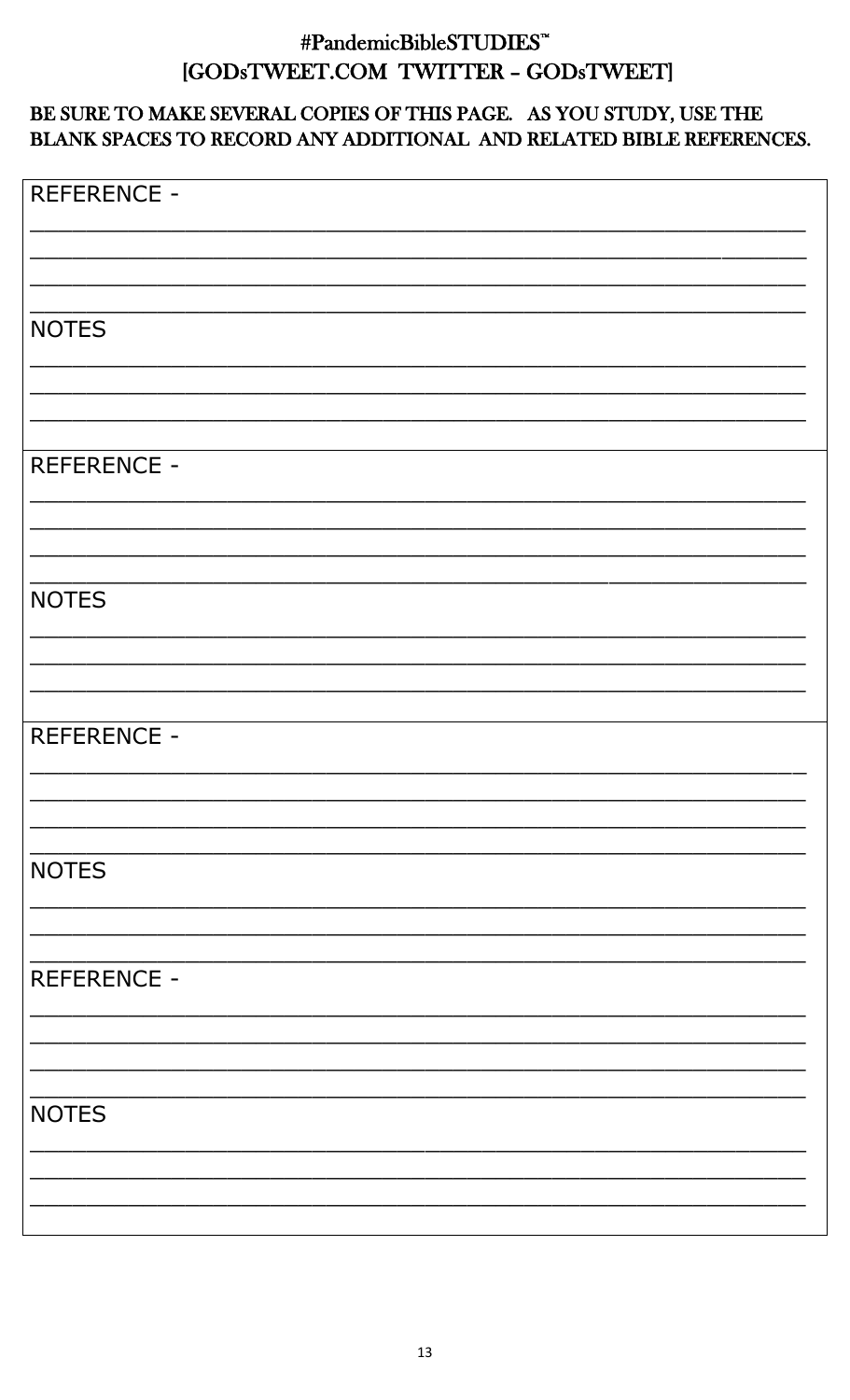# #PandemicBibleSTUDIES™

## [GODsTWEET.COM TWITTER – GODsTWEET]

**BE SURE TO MAKE SEVERAL COPIES OF THIS PAGE. AS YOU STUDY, USE THE BLANK SPACES TO RECORD ANY ADDITIONAL AND RELATED BIBLE REFERENCES.**

REFERENCE -

\_\_\_\_\_\_\_\_\_\_\_\_\_\_\_\_\_\_\_\_\_\_\_\_\_\_\_\_\_\_\_\_\_\_\_\_\_\_\_\_\_\_\_\_\_\_\_\_\_\_\_\_\_\_\_\_\_\_\_\_

\_\_\_\_\_\_\_\_\_\_\_\_\_\_\_\_\_\_\_\_\_\_\_\_\_\_\_\_\_\_\_\_\_\_\_\_\_\_\_\_\_\_\_\_\_\_\_\_\_\_\_\_\_\_\_\_\_\_\_\_

\_\_\_\_\_\_\_\_\_\_\_\_\_\_\_\_\_\_\_\_\_\_\_\_\_\_\_\_\_\_\_\_\_\_\_\_\_\_\_\_\_\_\_\_\_\_\_\_\_\_\_\_\_\_\_\_\_\_\_\_

\_\_\_\_\_\_\_\_\_\_\_\_\_\_\_\_\_\_\_\_\_\_\_\_\_\_\_\_\_\_\_\_\_\_\_\_\_\_\_\_\_\_\_\_\_\_\_\_\_\_\_\_\_\_\_\_\_\_\_\_

NOTES

\_\_\_\_\_\_\_\_\_\_\_\_\_\_\_\_\_\_\_\_\_\_\_\_\_\_\_\_\_\_\_\_\_\_\_\_\_\_\_\_\_\_\_\_\_\_\_\_\_\_\_\_\_\_\_\_\_\_\_\_

\_\_\_\_\_\_\_\_\_\_\_\_\_\_\_\_\_\_\_\_\_\_\_\_\_\_\_\_\_\_\_\_\_\_\_\_\_\_\_\_\_\_\_\_\_\_\_\_\_\_\_\_\_\_\_\_\_\_\_\_

\_\_\_\_\_\_\_\_\_\_\_\_\_\_\_\_\_\_\_\_\_\_\_\_\_\_\_\_\_\_\_\_\_\_\_\_\_\_\_\_\_\_\_\_\_\_\_\_\_\_\_\_\_\_\_\_\_\_\_\_

REFERENCE -

\_\_\_\_\_\_\_\_\_\_\_\_\_\_\_\_\_\_\_\_\_\_\_\_\_\_\_\_\_\_\_\_\_\_\_\_\_\_\_\_\_\_\_\_\_\_\_\_\_\_\_\_\_\_\_\_\_\_\_\_

\_\_\_\_\_\_\_\_\_\_\_\_\_\_\_\_\_\_\_\_\_\_\_\_\_\_\_\_\_\_\_\_\_\_\_\_\_\_\_\_\_\_\_\_\_\_\_\_\_\_\_\_\_\_\_\_\_\_\_\_

\_\_\_\_\_\_\_\_\_\_\_\_\_\_\_\_\_\_\_\_\_\_\_\_\_\_\_\_\_\_\_\_\_\_\_\_\_\_\_\_\_\_\_\_\_\_\_\_\_\_\_\_\_\_\_\_\_\_\_\_

\_\_\_\_\_\_\_\_\_\_\_\_\_\_\_\_\_\_\_\_\_\_\_\_\_\_\_\_\_\_\_\_\_\_\_\_\_\_\_\_\_\_\_\_\_\_\_\_\_\_\_\_\_\_\_\_\_\_\_\_

NOTES

\_\_\_\_\_\_\_\_\_\_\_\_\_\_\_\_\_\_\_\_\_\_\_\_\_\_\_\_\_\_\_\_\_\_\_\_\_\_\_\_\_\_\_\_\_\_\_\_\_\_\_\_\_\_\_\_\_\_\_\_

\_\_\_\_\_\_\_\_\_\_\_\_\_\_\_\_\_\_\_\_\_\_\_\_\_\_\_\_\_\_\_\_\_\_\_\_\_\_\_\_\_\_\_\_\_\_\_\_\_\_\_\_\_\_\_\_\_\_\_\_

\_\_\_\_\_\_\_\_\_\_\_\_\_\_\_\_\_\_\_\_\_\_\_\_\_\_\_\_\_\_\_\_\_\_\_\_\_\_\_\_\_\_\_\_\_\_\_\_\_\_\_\_\_\_\_\_\_\_\_\_

REFERENCE -

\_\_\_\_\_\_\_\_\_\_\_\_\_\_\_\_\_\_\_\_\_\_\_\_\_\_\_\_\_\_\_\_\_\_\_\_\_\_\_\_\_\_\_\_\_\_\_\_\_\_\_\_\_\_\_\_\_\_\_\_

\_\_\_\_\_\_\_\_\_\_\_\_\_\_\_\_\_\_\_\_\_\_\_\_\_\_\_\_\_\_\_\_\_\_\_\_\_\_\_\_\_\_\_\_\_\_\_\_\_\_\_\_\_\_\_\_\_\_\_\_

\_\_\_\_\_\_\_\_\_\_\_\_\_\_\_\_\_\_\_\_\_\_\_\_\_\_\_\_\_\_\_\_\_\_\_\_\_\_\_\_\_\_\_\_\_\_\_\_\_\_\_\_\_\_\_\_\_\_\_\_

\_\_\_\_\_\_\_\_\_\_\_\_\_\_\_\_\_\_\_\_\_\_\_\_\_\_\_\_\_\_\_\_\_\_\_\_\_\_\_\_\_\_\_\_\_\_\_\_\_\_\_\_\_\_\_\_\_\_\_\_

NOTES

\_\_\_\_\_\_\_\_\_\_\_\_\_\_\_\_\_\_\_\_\_\_\_\_\_\_\_\_\_\_\_\_\_\_\_\_\_\_\_\_\_\_\_\_\_\_\_\_\_\_\_\_\_\_\_\_\_\_\_\_

\_\_\_\_\_\_\_\_\_\_\_\_\_\_\_\_\_\_\_\_\_\_\_\_\_\_\_\_\_\_\_\_\_\_\_\_\_\_\_\_\_\_\_\_\_\_\_\_\_\_\_\_\_\_\_\_\_\_\_\_

\_\_\_\_\_\_\_\_\_\_\_\_\_\_\_\_\_\_\_\_\_\_\_\_\_\_\_\_\_\_\_\_\_\_\_\_\_\_\_\_\_\_\_\_\_\_\_\_\_\_\_\_\_\_\_\_\_\_\_\_

REFERENCE -

\_\_\_\_\_\_\_\_\_\_\_\_\_\_\_\_\_\_\_\_\_\_\_\_\_\_\_\_\_\_\_\_\_\_\_\_\_\_\_\_\_\_\_\_\_\_\_\_\_\_\_\_\_\_\_\_\_\_\_\_

\_\_\_\_\_\_\_\_\_\_\_\_\_\_\_\_\_\_\_\_\_\_\_\_\_\_\_\_\_\_\_\_\_\_\_\_\_\_\_\_\_\_\_\_\_\_\_\_\_\_\_\_\_\_\_\_\_\_\_\_

\_\_\_\_\_\_\_\_\_\_\_\_\_\_\_\_\_\_\_\_\_\_\_\_\_\_\_\_\_\_\_\_\_\_\_\_\_\_\_\_\_\_\_\_\_\_\_\_\_\_\_\_\_\_\_\_\_\_\_\_

\_\_\_\_\_\_\_\_\_\_\_\_\_\_\_\_\_\_\_\_\_\_\_\_\_\_\_\_\_\_\_\_\_\_\_\_\_\_\_\_\_\_\_\_\_\_\_\_\_\_\_\_\_\_\_\_\_\_\_\_

NOTES

\_\_\_\_\_\_\_\_\_\_\_\_\_\_\_\_\_\_\_\_\_\_\_\_\_\_\_\_\_\_\_\_\_\_\_\_\_\_\_\_\_\_\_\_\_\_\_\_\_\_\_\_\_\_\_\_\_\_\_\_

\_\_\_\_\_\_\_\_\_\_\_\_\_\_\_\_\_\_\_\_\_\_\_\_\_\_\_\_\_\_\_\_\_\_\_\_\_\_\_\_\_\_\_\_\_\_\_\_\_\_\_\_\_\_\_\_\_\_\_\_

\_\_\_\_\_\_\_\_\_\_\_\_\_\_\_\_\_\_\_\_\_\_\_\_\_\_\_\_\_\_\_\_\_\_\_\_\_\_\_\_\_\_\_\_\_\_\_\_\_\_\_\_\_\_\_\_\_\_\_\_